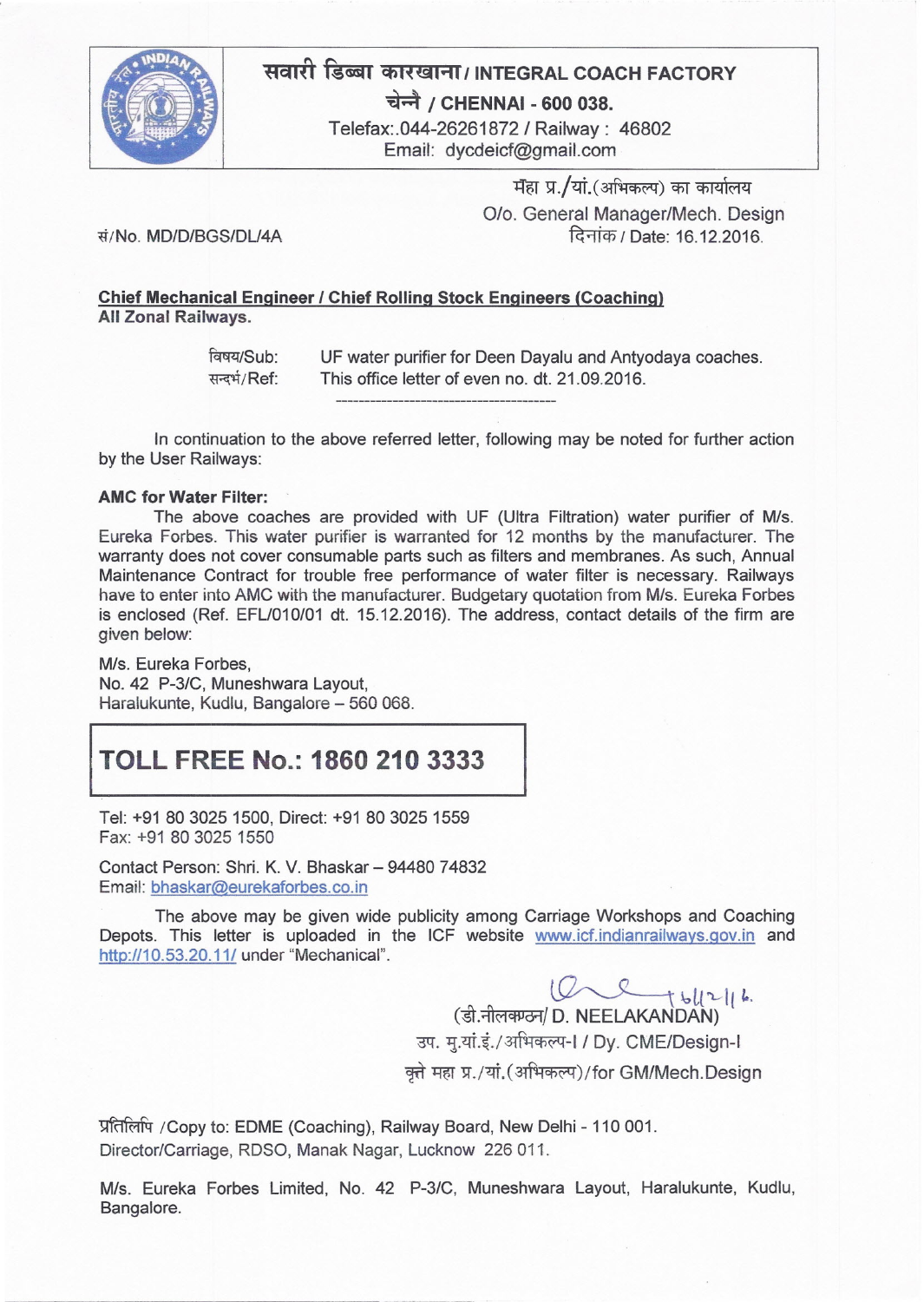# सवारी डिब्बा कारखाना / INTEGRAL COACH FACTORY

**चेन्नै / CHENNAI - 600 038.**

Telefax:.044-26261872 / Railway : 46802

Email: dycdeicf@gmail.com

मँहा प्र./यां.(अभिकल्प) का कार्यालय

O/o. General Manager/Mech. Design

सं/No. MD/D/BGS/DL/4A

दिनांक / Date: 16.12.2016.

**Chief Mechanical Engineer / Chief Rolling Stock Engineers (Coaching)**
**All Zonal Railways.**

विषय/Sub: UF water purifier for Deen Dayalu and Antyodaya coaches.

सन्दर्भ/Ref: This office letter of even no. dt. 21.09.2016.

In continuation to the above referred letter, following may be noted for further action by the User Railways:

**AMC for Water Filter:**

The above coaches are provided with UF (Ultra Filtration) water purifier of M/s. Eureka Forbes. This water purifier is warranted for 12 months by the manufacturer. The warranty does not cover consumable parts such as filters and membranes. As such, Annual Maintenance Contract for trouble free performance of water filter is necessary. Railways have to enter into AMC with the manufacturer. Budgetary quotation from M/s. Eureka Forbes is enclosed (Ref. EFL/010/01 dt. 15.12.2016). The address, contact details of the firm are given below:

M/s. Eureka Forbes,
No. 42 P-3/C, Muneshwara Layout,
Haralukunte, Kudlu, Bangalore – 560 068.

**TOLL FREE No.: 1860 210 3333**

Tel: +91 80 3025 1500, Direct: +91 80 3025 1559
Fax: +91 80 3025 1550

Contact Person: Shri. K. V. Bhaskar – 94480 74832
Email: bhaskar@eurekaforbes.co.in

The above may be given wide publicity among Carriage Workshops and Coaching Depots. This letter is uploaded in the ICF website www.icf.indianrailways.gov.in and http://10.53.20.11/ under "Mechanical".

16/12/16

(डी.नीलकण्ठन/ D. NEELAKANDAN)

उप. मु.यां.इं./अभिकल्प-I / Dy. CME/Design-I

कृते महा प्र./यां.(अभिकल्प)/for GM/Mech.Design

प्रतिलिपि /Copy to: EDME (Coaching), Railway Board, New Delhi - 110 001.
Director/Carriage, RDSO, Manak Nagar, Lucknow 226 011.

M/s. Eureka Forbes Limited, No. 42 P-3/C, Muneshwara Layout, Haralukunte, Kudlu, Bangalore.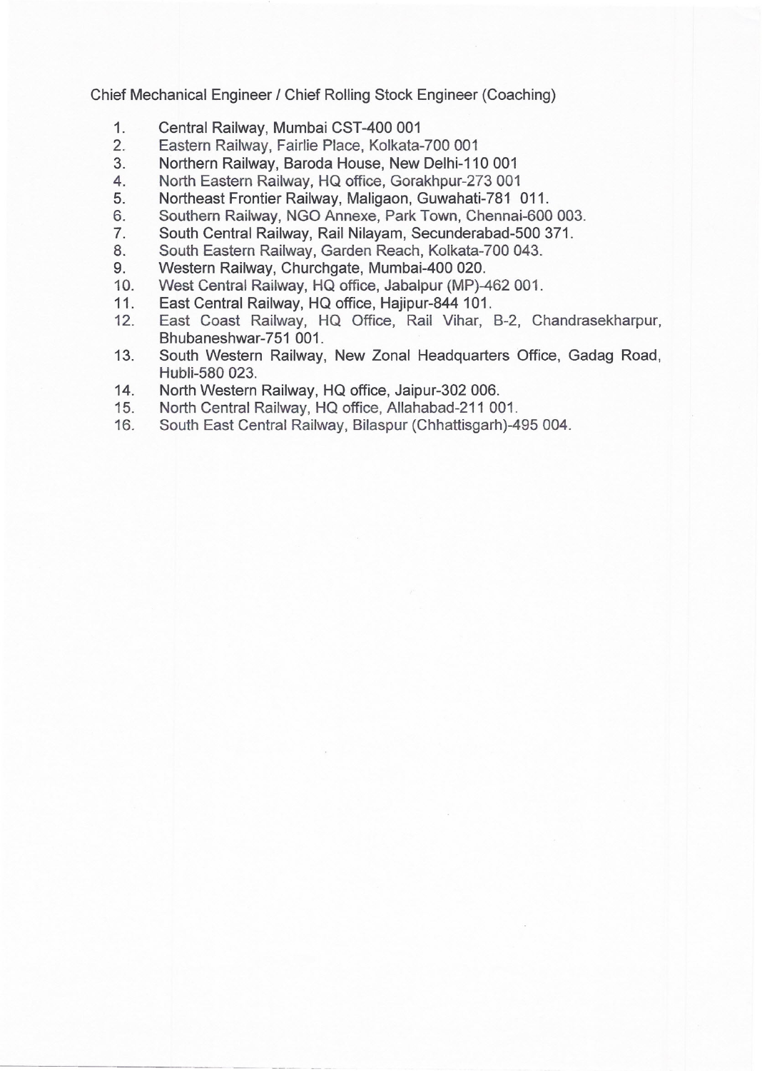Chief Mechanical Engineer / Chief Rolling Stock Engineer (Coaching)

1. Central Railway, Mumbai CST-400 001
2. Eastern Railway, Fairlie Place, Kolkata-700 001
3. Northern Railway, Baroda House, New Delhi-110 001
4. North Eastern Railway, HQ office, Gorakhpur-273 001
5. Northeast Frontier Railway, Maligaon, Guwahati-781 011.
6. Southern Railway, NGO Annexe, Park Town, Chennai-600 003.
7. South Central Railway, Rail Nilayam, Secunderabad-500 371.
8. South Eastern Railway, Garden Reach, Kolkata-700 043.
9. Western Railway, Churchgate, Mumbai-400 020.
10. West Central Railway, HQ office, Jabalpur (MP)-462 001.
11. East Central Railway, HQ office, Hajipur-844 101.
12. East Coast Railway, HQ Office, Rail Vihar, B-2, Chandrasekharpur, Bhubaneshwar-751 001.
13. South Western Railway, New Zonal Headquarters Office, Gadag Road, Hubli-580 023.
14. North Western Railway, HQ office, Jaipur-302 006.
15. North Central Railway, HQ office, Allahabad-211 001.
16. South East Central Railway, Bilaspur (Chhattisgarh)-495 004.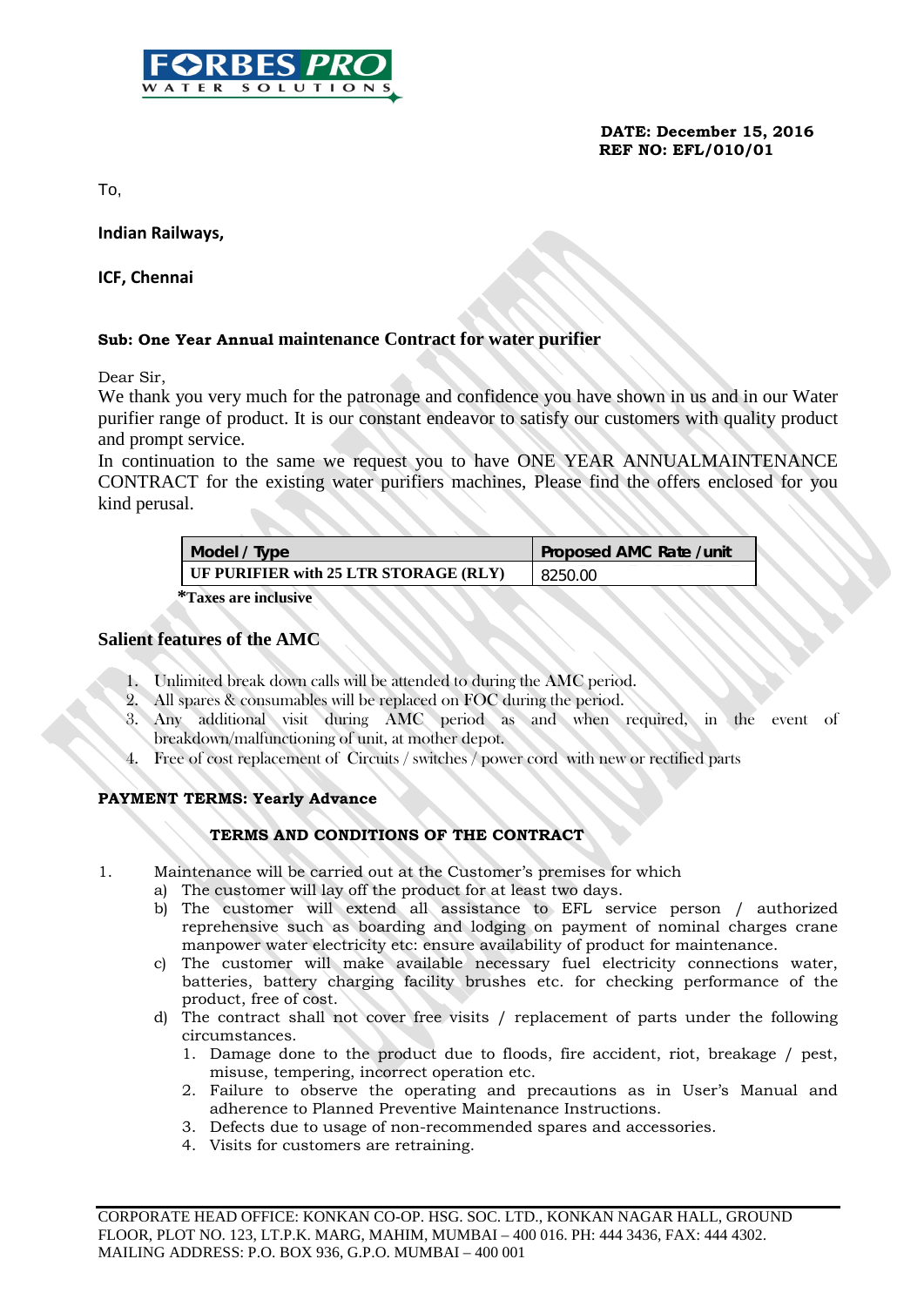FORBES PRO
WATER SOLUTIONS

**DATE: December 15, 2016**
**REF NO: EFL/010/01**

To,

**Indian Railways,**

**ICF, Chennai**

**Sub: One Year Annual maintenance Contract for water purifier**

Dear Sir,
We thank you very much for the patronage and confidence you have shown in us and in our Water purifier range of product. It is our constant endeavor to satisfy our customers with quality product and prompt service.
In continuation to the same we request you to have ONE YEAR ANNUALMAINTENANCE CONTRACT for the existing water purifiers machines, Please find the offers enclosed for you kind perusal.

| Model / Type | Proposed AMC Rate /unit |
|---|---|
| UF PURIFIER with 25 LTR STORAGE (RLY) | 8250.00 |

**\*Taxes are inclusive**

## Salient features of the AMC

1. Unlimited break down calls will be attended to during the AMC period.
2. All spares & consumables will be replaced on FOC during the period.
3. Any additional visit during AMC period as and when required, in the event of breakdown/malfunctioning of unit, at mother depot.
4. Free of cost replacement of Circuits / switches / power cord with new or rectified parts

**PAYMENT TERMS: Yearly Advance**

### TERMS AND CONDITIONS OF THE CONTRACT

1. Maintenance will be carried out at the Customer's premises for which
   a) The customer will lay off the product for at least two days.
   b) The customer will extend all assistance to EFL service person / authorized reprehensive such as boarding and lodging on payment of nominal charges crane manpower water electricity etc: ensure availability of product for maintenance.
   c) The customer will make available necessary fuel electricity connections water, batteries, battery charging facility brushes etc. for checking performance of the product, free of cost.
   d) The contract shall not cover free visits / replacement of parts under the following circumstances.
      1. Damage done to the product due to floods, fire accident, riot, breakage / pest, misuse, tempering, incorrect operation etc.
      2. Failure to observe the operating and precautions as in User's Manual and adherence to Planned Preventive Maintenance Instructions.
      3. Defects due to usage of non-recommended spares and accessories.
      4. Visits for customers are retraining.

CORPORATE HEAD OFFICE: KONKAN CO-OP. HSG. SOC. LTD., KONKAN NAGAR HALL, GROUND FLOOR, PLOT NO. 123, LT.P.K. MARG, MAHIM, MUMBAI – 400 016. PH: 444 3436, FAX: 444 4302.
MAILING ADDRESS: P.O. BOX 936, G.P.O. MUMBAI – 400 001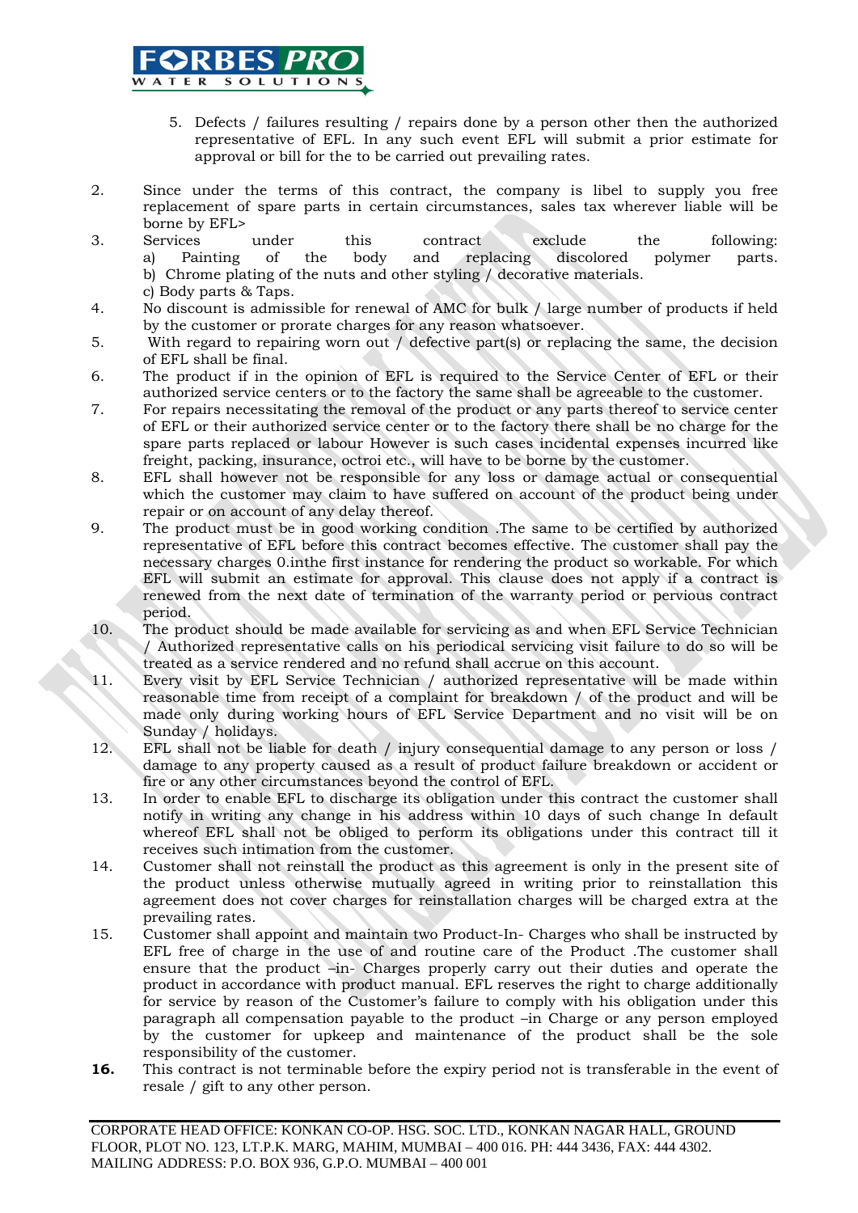5. Defects / failures resulting / repairs done by a person other then the authorized representative of EFL. In any such event EFL will submit a prior estimate for approval or bill for the to be carried out prevailing rates.

2. Since under the terms of this contract, the company is libel to supply you free replacement of spare parts in certain circumstances, sales tax wherever liable will be borne by EFL>
3. Services under this contract exclude the following:
   a) Painting of the body and replacing discolored polymer parts.
   b) Chrome plating of the nuts and other styling / decorative materials.
   c) Body parts & Taps.
4. No discount is admissible for renewal of AMC for bulk / large number of products if held by the customer or prorate charges for any reason whatsoever.
5. With regard to repairing worn out / defective part(s) or replacing the same, the decision of EFL shall be final.
6. The product if in the opinion of EFL is required to the Service Center of EFL or their authorized service centers or to the factory the same shall be agreeable to the customer.
7. For repairs necessitating the removal of the product or any parts thereof to service center of EFL or their authorized service center or to the factory there shall be no charge for the spare parts replaced or labour However is such cases incidental expenses incurred like freight, packing, insurance, octroi etc., will have to be borne by the customer.
8. EFL shall however not be responsible for any loss or damage actual or consequential which the customer may claim to have suffered on account of the product being under repair or on account of any delay thereof.
9. The product must be in good working condition .The same to be certified by authorized representative of EFL before this contract becomes effective. The customer shall pay the necessary charges 0.inthe first instance for rendering the product so workable. For which EFL will submit an estimate for approval. This clause does not apply if a contract is renewed from the next date of termination of the warranty period or pervious contract period.
10. The product should be made available for servicing as and when EFL Service Technician / Authorized representative calls on his periodical servicing visit failure to do so will be treated as a service rendered and no refund shall accrue on this account.
11. Every visit by EFL Service Technician / authorized representative will be made within reasonable time from receipt of a complaint for breakdown / of the product and will be made only during working hours of EFL Service Department and no visit will be on Sunday / holidays.
12. EFL shall not be liable for death / injury consequential damage to any person or loss / damage to any property caused as a result of product failure breakdown or accident or fire or any other circumstances beyond the control of EFL.
13. In order to enable EFL to discharge its obligation under this contract the customer shall notify in writing any change in his address within 10 days of such change In default whereof EFL shall not be obliged to perform its obligations under this contract till it receives such intimation from the customer.
14. Customer shall not reinstall the product as this agreement is only in the present site of the product unless otherwise mutually agreed in writing prior to reinstallation this agreement does not cover charges for reinstallation charges will be charged extra at the prevailing rates.
15. Customer shall appoint and maintain two Product-In- Charges who shall be instructed by EFL free of charge in the use of and routine care of the Product .The customer shall ensure that the product –in- Charges properly carry out their duties and operate the product in accordance with product manual. EFL reserves the right to charge additionally for service by reason of the Customer's failure to comply with his obligation under this paragraph all compensation payable to the product –in Charge or any person employed by the customer for upkeep and maintenance of the product shall be the sole responsibility of the customer.
16. This contract is not terminable before the expiry period not is transferable in the event of resale / gift to any other person.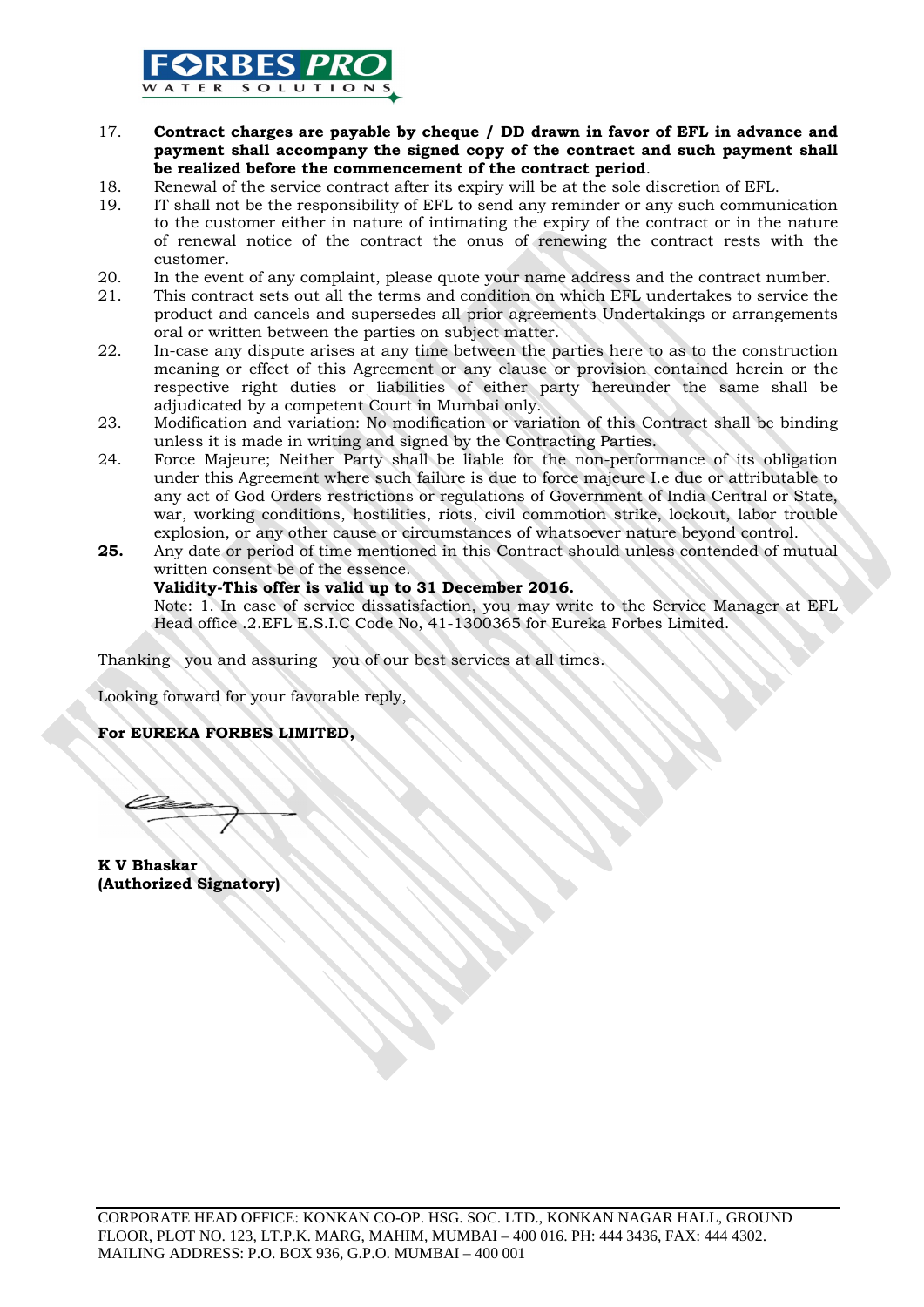17. **Contract charges are payable by cheque / DD drawn in favor of EFL in advance and payment shall accompany the signed copy of the contract and such payment shall be realized before the commencement of the contract period**.
18. Renewal of the service contract after its expiry will be at the sole discretion of EFL.
19. IT shall not be the responsibility of EFL to send any reminder or any such communication to the customer either in nature of intimating the expiry of the contract or in the nature of renewal notice of the contract the onus of renewing the contract rests with the customer.
20. In the event of any complaint, please quote your name address and the contract number.
21. This contract sets out all the terms and condition on which EFL undertakes to service the product and cancels and supersedes all prior agreements Undertakings or arrangements oral or written between the parties on subject matter.
22. In-case any dispute arises at any time between the parties here to as to the construction meaning or effect of this Agreement or any clause or provision contained herein or the respective right duties or liabilities of either party hereunder the same shall be adjudicated by a competent Court in Mumbai only.
23. Modification and variation: No modification or variation of this Contract shall be binding unless it is made in writing and signed by the Contracting Parties.
24. Force Majeure; Neither Party shall be liable for the non-performance of its obligation under this Agreement where such failure is due to force majeure I.e due or attributable to any act of God Orders restrictions or regulations of Government of India Central or State, war, working conditions, hostilities, riots, civil commotion strike, lockout, labor trouble explosion, or any other cause or circumstances of whatsoever nature beyond control.
25. Any date or period of time mentioned in this Contract should unless contended of mutual written consent be of the essence.

    **Validity-This offer is valid up to 31 December 2016.**

    Note: 1. In case of service dissatisfaction, you may write to the Service Manager at EFL Head office .2.EFL E.S.I.C Code No, 41-1300365 for Eureka Forbes Limited.

Thanking you and assuring you of our best services at all times.

Looking forward for your favorable reply,

**For EUREKA FORBES LIMITED,**

**K V Bhaskar**
**(Authorized Signatory)**

CORPORATE HEAD OFFICE: KONKAN CO-OP. HSG. SOC. LTD., KONKAN NAGAR HALL, GROUND FLOOR, PLOT NO. 123, LT.P.K. MARG, MAHIM, MUMBAI – 400 016. PH: 444 3436, FAX: 444 4302.
MAILING ADDRESS: P.O. BOX 936, G.P.O. MUMBAI – 400 001